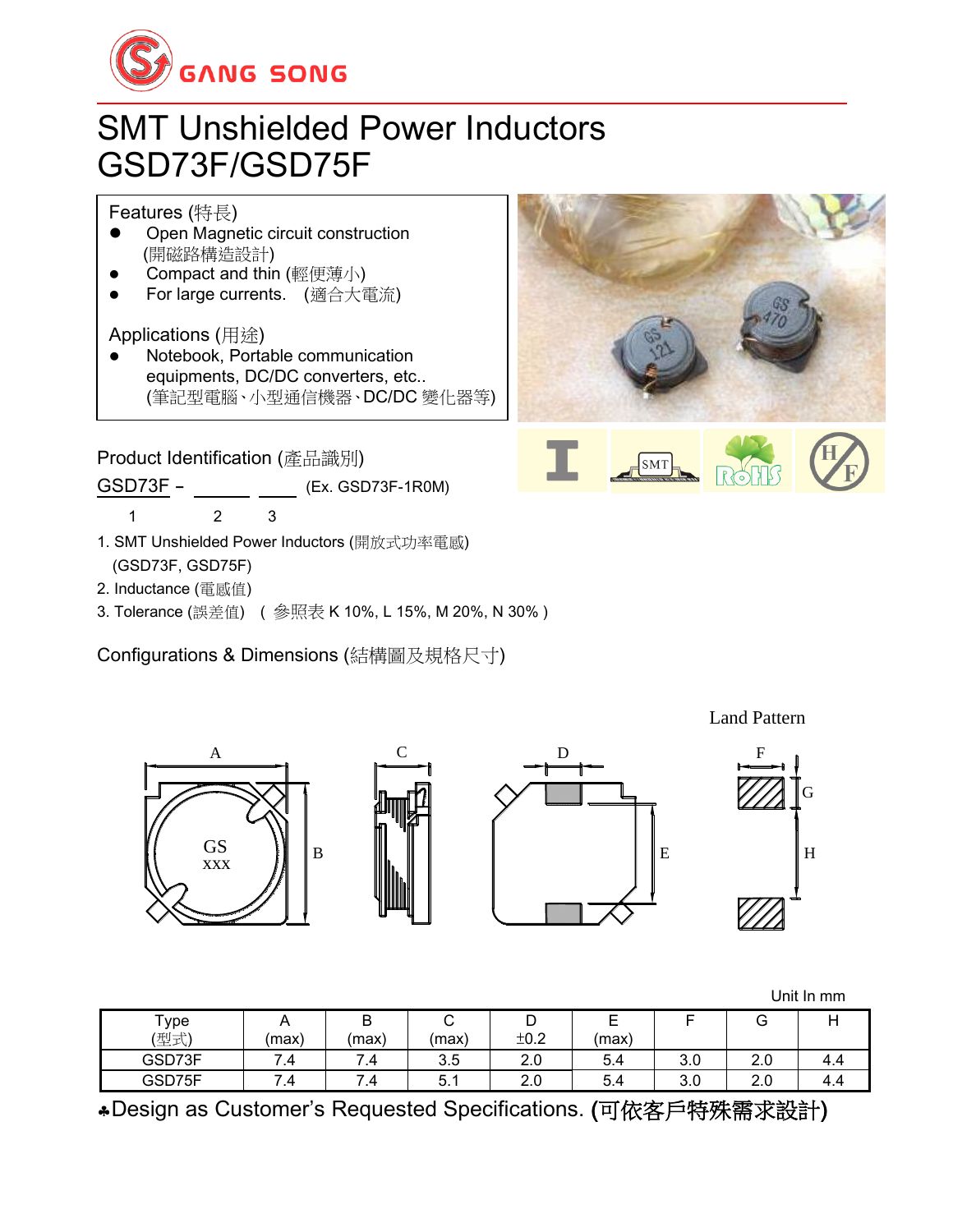# SMT Unshielded Power Inductors GSD73F/GSD75F

Features (特長)

- Open Magnetic circuit construction (開磁路構造設計)
- Compact and thin (輕便薄小)
- For large currents. (適合大電流)

Applications (用途)

- Notebook, Portable communication equipments, DC/DC converters, etc.. (筆記型電腦、小型通信機器、DC/DC 變化器等)

Product Identification (產品識別)

GSD73F – ______ ____ (Ex. GSD73F-1R0M)

1 2 3

1. SMT Unshielded Power Inductors (開放式功率電感) (GSD73F, GSD75F)
2. Inductance (電感值)
3. Tolerance (誤差值) ( 參照表 K 10%, L 15%, M 20%, N 30% )

Configurations & Dimensions (結構圖及規格尺寸)

Land Pattern

Unit In mm

| Type (型式) | A (max) | B (max) | C (max) | D ±0.2 | E (max) | F | G | H |
|---|---|---|---|---|---|---|---|---|
| GSD73F | 7.4 | 7.4 | 3.5 | 2.0 | 5.4 | 3.0 | 2.0 | 4.4 |
| GSD75F | 7.4 | 7.4 | 5.1 | 2.0 | 5.4 | 3.0 | 2.0 | 4.4 |

♣Design as Customer's Requested Specifications. (可依客戶特殊需求設計)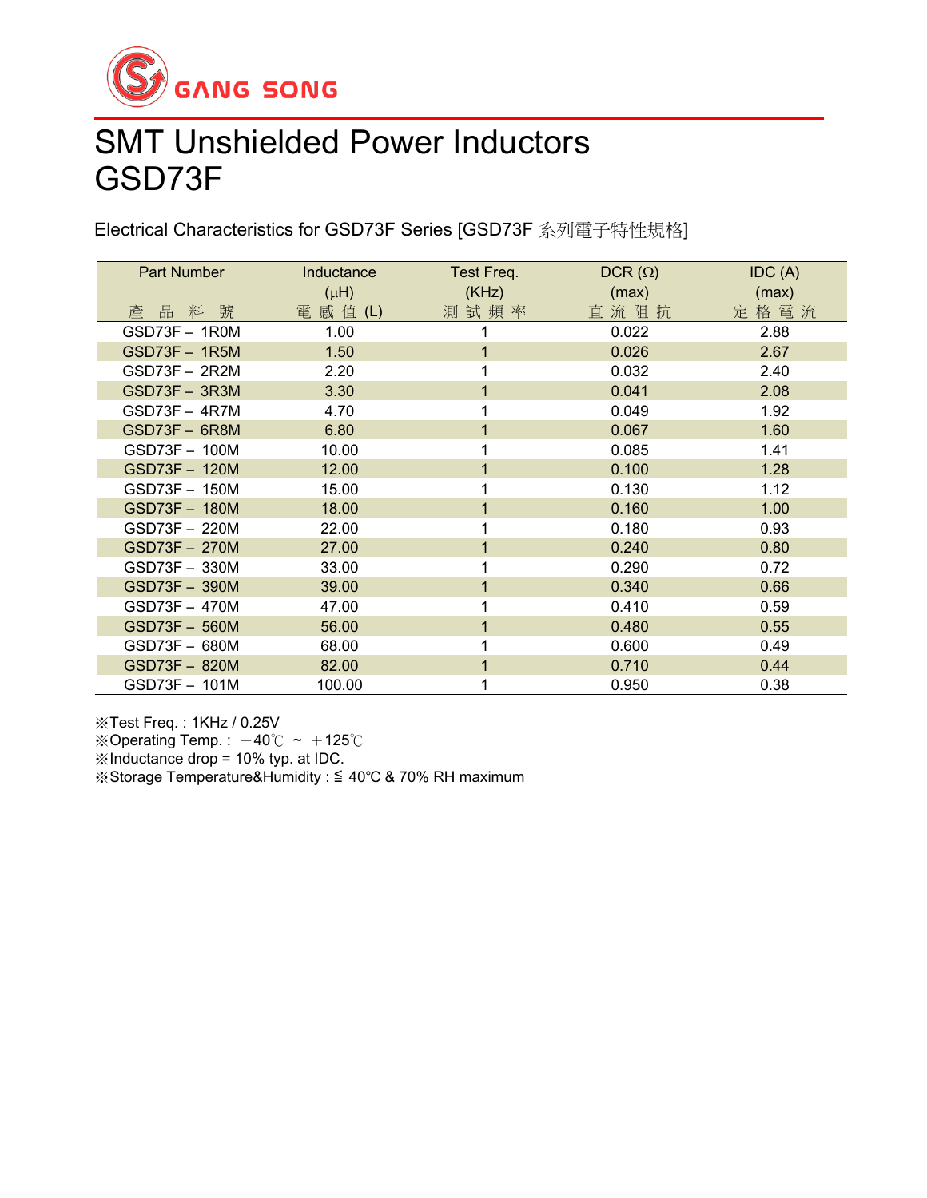GANG SONG

# SMT Unshielded Power Inductors
# GSD73F

Electrical Characteristics for GSD73F Series [GSD73F 系列電子特性規格]

| Part Number<br>產 品 料 號 | Inductance<br>(μH)<br>電 感 值 (L) | Test Freq.<br>(KHz)<br>測 試 頻 率 | DCR (Ω)<br>(max)<br>直 流 阻 抗 | IDC (A)<br>(max)<br>定 格 電 流 |
|---|---|---|---|---|
| GSD73F – 1R0M | 1.00 | 1 | 0.022 | 2.88 |
| GSD73F – 1R5M | 1.50 | 1 | 0.026 | 2.67 |
| GSD73F – 2R2M | 2.20 | 1 | 0.032 | 2.40 |
| GSD73F – 3R3M | 3.30 | 1 | 0.041 | 2.08 |
| GSD73F – 4R7M | 4.70 | 1 | 0.049 | 1.92 |
| GSD73F – 6R8M | 6.80 | 1 | 0.067 | 1.60 |
| GSD73F – 100M | 10.00 | 1 | 0.085 | 1.41 |
| GSD73F – 120M | 12.00 | 1 | 0.100 | 1.28 |
| GSD73F – 150M | 15.00 | 1 | 0.130 | 1.12 |
| GSD73F – 180M | 18.00 | 1 | 0.160 | 1.00 |
| GSD73F – 220M | 22.00 | 1 | 0.180 | 0.93 |
| GSD73F – 270M | 27.00 | 1 | 0.240 | 0.80 |
| GSD73F – 330M | 33.00 | 1 | 0.290 | 0.72 |
| GSD73F – 390M | 39.00 | 1 | 0.340 | 0.66 |
| GSD73F – 470M | 47.00 | 1 | 0.410 | 0.59 |
| GSD73F – 560M | 56.00 | 1 | 0.480 | 0.55 |
| GSD73F – 680M | 68.00 | 1 | 0.600 | 0.49 |
| GSD73F – 820M | 82.00 | 1 | 0.710 | 0.44 |
| GSD73F – 101M | 100.00 | 1 | 0.950 | 0.38 |

※Test Freq. : 1KHz / 0.25V
※Operating Temp. : －40℃ ~ ＋125℃
※Inductance drop = 10% typ. at IDC.
※Storage Temperature&Humidity : ≦ 40℃ & 70% RH maximum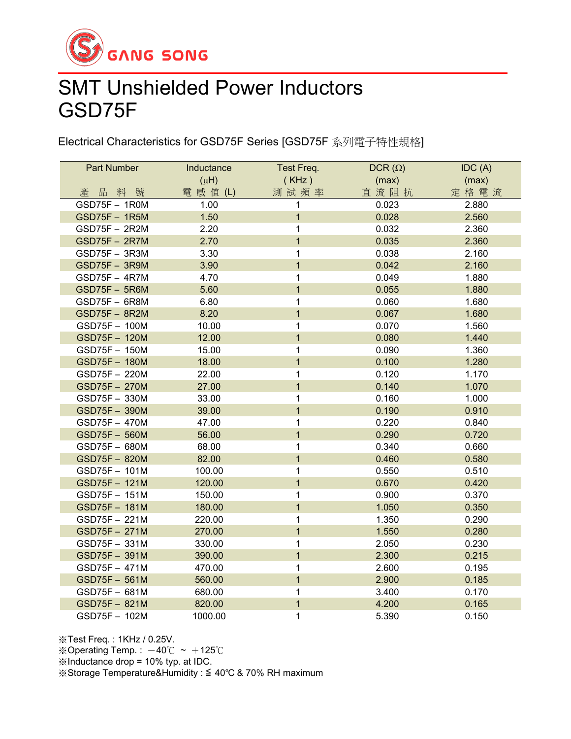GANG SONG

# SMT Unshielded Power Inductors
# GSD75F

Electrical Characteristics for GSD75F Series [GSD75F 系列電子特性規格]

| Part Number<br>產 品 料 號 | Inductance<br>(μH)<br>電 感 值 (L) | Test Freq.<br>( KHz )<br>測 試 頻 率 | DCR (Ω)<br>(max)<br>直 流 阻 抗 | IDC (A)<br>(max)<br>定 格 電 流 |
|---|---|---|---|---|
| GSD75F – 1R0M | 1.00 | 1 | 0.023 | 2.880 |
| GSD75F – 1R5M | 1.50 | 1 | 0.028 | 2.560 |
| GSD75F – 2R2M | 2.20 | 1 | 0.032 | 2.360 |
| GSD75F – 2R7M | 2.70 | 1 | 0.035 | 2.360 |
| GSD75F – 3R3M | 3.30 | 1 | 0.038 | 2.160 |
| GSD75F – 3R9M | 3.90 | 1 | 0.042 | 2.160 |
| GSD75F – 4R7M | 4.70 | 1 | 0.049 | 1.880 |
| GSD75F – 5R6M | 5.60 | 1 | 0.055 | 1.880 |
| GSD75F – 6R8M | 6.80 | 1 | 0.060 | 1.680 |
| GSD75F – 8R2M | 8.20 | 1 | 0.067 | 1.680 |
| GSD75F – 100M | 10.00 | 1 | 0.070 | 1.560 |
| GSD75F – 120M | 12.00 | 1 | 0.080 | 1.440 |
| GSD75F – 150M | 15.00 | 1 | 0.090 | 1.360 |
| GSD75F – 180M | 18.00 | 1 | 0.100 | 1.280 |
| GSD75F – 220M | 22.00 | 1 | 0.120 | 1.170 |
| GSD75F – 270M | 27.00 | 1 | 0.140 | 1.070 |
| GSD75F – 330M | 33.00 | 1 | 0.160 | 1.000 |
| GSD75F – 390M | 39.00 | 1 | 0.190 | 0.910 |
| GSD75F – 470M | 47.00 | 1 | 0.220 | 0.840 |
| GSD75F – 560M | 56.00 | 1 | 0.290 | 0.720 |
| GSD75F – 680M | 68.00 | 1 | 0.340 | 0.660 |
| GSD75F – 820M | 82.00 | 1 | 0.460 | 0.580 |
| GSD75F – 101M | 100.00 | 1 | 0.550 | 0.510 |
| GSD75F – 121M | 120.00 | 1 | 0.670 | 0.420 |
| GSD75F – 151M | 150.00 | 1 | 0.900 | 0.370 |
| GSD75F – 181M | 180.00 | 1 | 1.050 | 0.350 |
| GSD75F – 221M | 220.00 | 1 | 1.350 | 0.290 |
| GSD75F – 271M | 270.00 | 1 | 1.550 | 0.280 |
| GSD75F – 331M | 330.00 | 1 | 2.050 | 0.230 |
| GSD75F – 391M | 390.00 | 1 | 2.300 | 0.215 |
| GSD75F – 471M | 470.00 | 1 | 2.600 | 0.195 |
| GSD75F – 561M | 560.00 | 1 | 2.900 | 0.185 |
| GSD75F – 681M | 680.00 | 1 | 3.400 | 0.170 |
| GSD75F – 821M | 820.00 | 1 | 4.200 | 0.165 |
| GSD75F – 102M | 1000.00 | 1 | 5.390 | 0.150 |

※Test Freq. : 1KHz / 0.25V.
※Operating Temp. : －40℃ ~ ＋125℃
※Inductance drop = 10% typ. at IDC.
※Storage Temperature&Humidity : ≦ 40℃ & 70% RH maximum